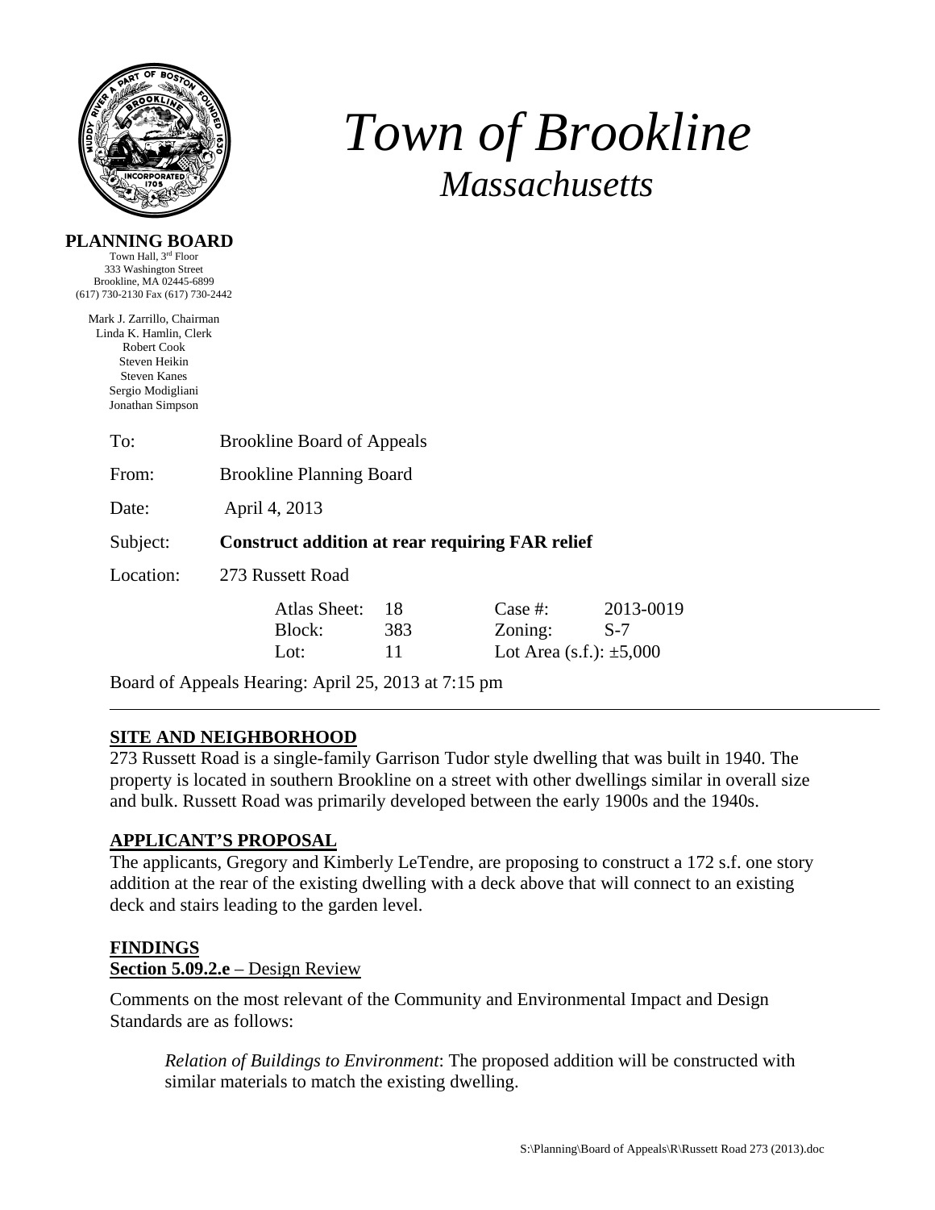# Town of Brookline
## *Massachusetts*

**PLANNING BOARD**
Town Hall, 3rd Floor
333 Washington Street
Brookline, MA 02445-6899
(617) 730-2130 Fax (617) 730-2442

Mark J. Zarrillo, Chairman
Linda K. Hamlin, Clerk
Robert Cook
Steven Heikin
Steven Kanes
Sergio Modigliani
Jonathan Simpson

To: Brookline Board of Appeals

From: Brookline Planning Board

Date: April 4, 2013

Subject: **Construct addition at rear requiring FAR relief**

Location: 273 Russett Road

| | | | |
|---|---|---|---|
| Atlas Sheet: | 18 | Case #: | 2013-0019 |
| Block: | 383 | Zoning: | S-7 |
| Lot: | 11 | Lot Area (s.f.): ±5,000 | |

Board of Appeals Hearing: April 25, 2013 at 7:15 pm

---

**SITE AND NEIGHBORHOOD**

273 Russett Road is a single-family Garrison Tudor style dwelling that was built in 1940. The property is located in southern Brookline on a street with other dwellings similar in overall size and bulk. Russett Road was primarily developed between the early 1900s and the 1940s.

**APPLICANT'S PROPOSAL**

The applicants, Gregory and Kimberly LeTendre, are proposing to construct a 172 s.f. one story addition at the rear of the existing dwelling with a deck above that will connect to an existing deck and stairs leading to the garden level.

**FINDINGS**

**Section 5.09.2.e** – Design Review

Comments on the most relevant of the Community and Environmental Impact and Design Standards are as follows:

*Relation of Buildings to Environment*: The proposed addition will be constructed with similar materials to match the existing dwelling.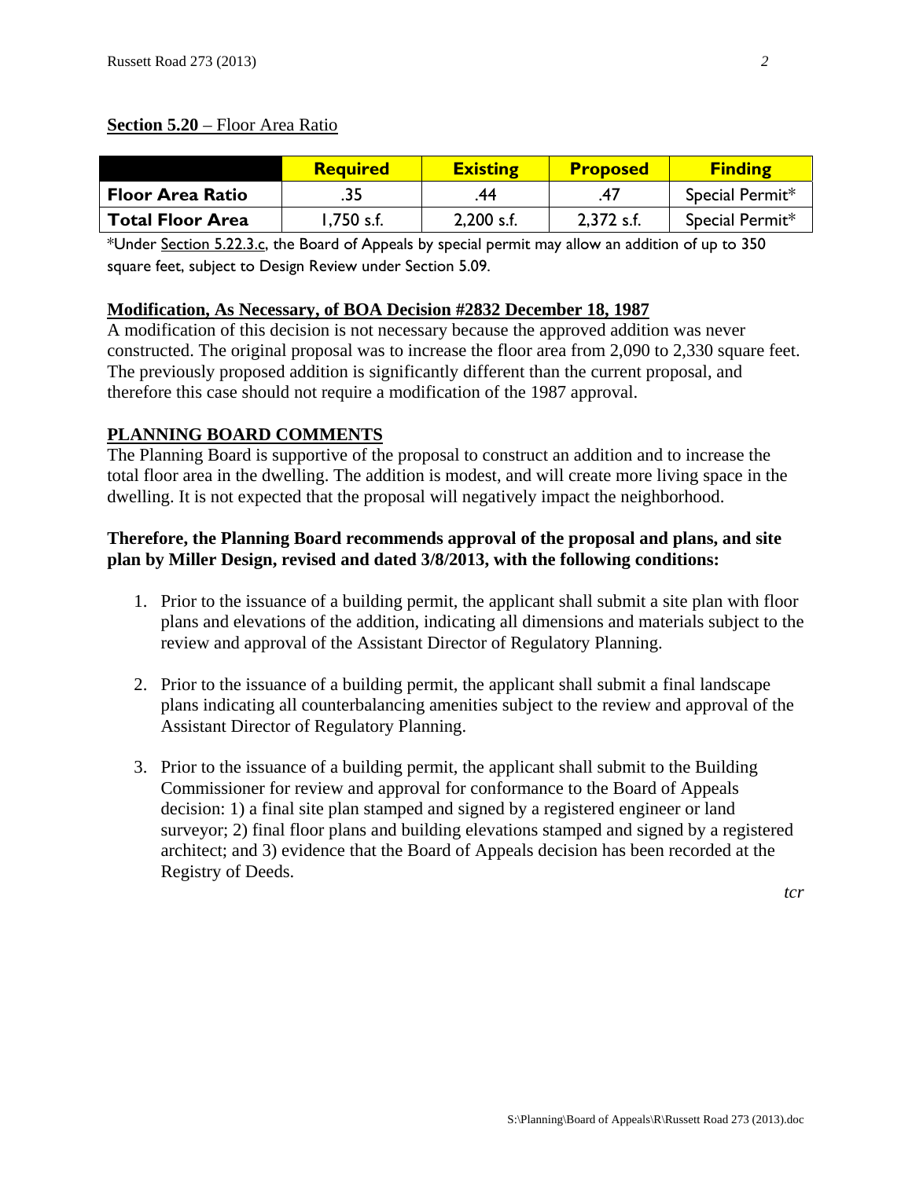**Section 5.20** – Floor Area Ratio

| | Required | Existing | Proposed | Finding |
|---|---|---|---|---|
| **Floor Area Ratio** | .35 | .44 | .47 | Special Permit* |
| **Total Floor Area** | 1,750 s.f. | 2,200 s.f. | 2,372 s.f. | Special Permit* |

*Under Section 5.22.3.c, the Board of Appeals by special permit may allow an addition of up to 350 square feet, subject to Design Review under Section 5.09.

**Modification, As Necessary, of BOA Decision #2832 December 18, 1987**

A modification of this decision is not necessary because the approved addition was never constructed. The original proposal was to increase the floor area from 2,090 to 2,330 square feet. The previously proposed addition is significantly different than the current proposal, and therefore this case should not require a modification of the 1987 approval.

## PLANNING BOARD COMMENTS

The Planning Board is supportive of the proposal to construct an addition and to increase the total floor area in the dwelling. The addition is modest, and will create more living space in the dwelling. It is not expected that the proposal will negatively impact the neighborhood.

**Therefore, the Planning Board recommends approval of the proposal and plans, and site plan by Miller Design, revised and dated 3/8/2013, with the following conditions:**

1. Prior to the issuance of a building permit, the applicant shall submit a site plan with floor plans and elevations of the addition, indicating all dimensions and materials subject to the review and approval of the Assistant Director of Regulatory Planning.

2. Prior to the issuance of a building permit, the applicant shall submit a final landscape plans indicating all counterbalancing amenities subject to the review and approval of the Assistant Director of Regulatory Planning.

3. Prior to the issuance of a building permit, the applicant shall submit to the Building Commissioner for review and approval for conformance to the Board of Appeals decision: 1) a final site plan stamped and signed by a registered engineer or land surveyor; 2) final floor plans and building elevations stamped and signed by a registered architect; and 3) evidence that the Board of Appeals decision has been recorded at the Registry of Deeds.

*tcr*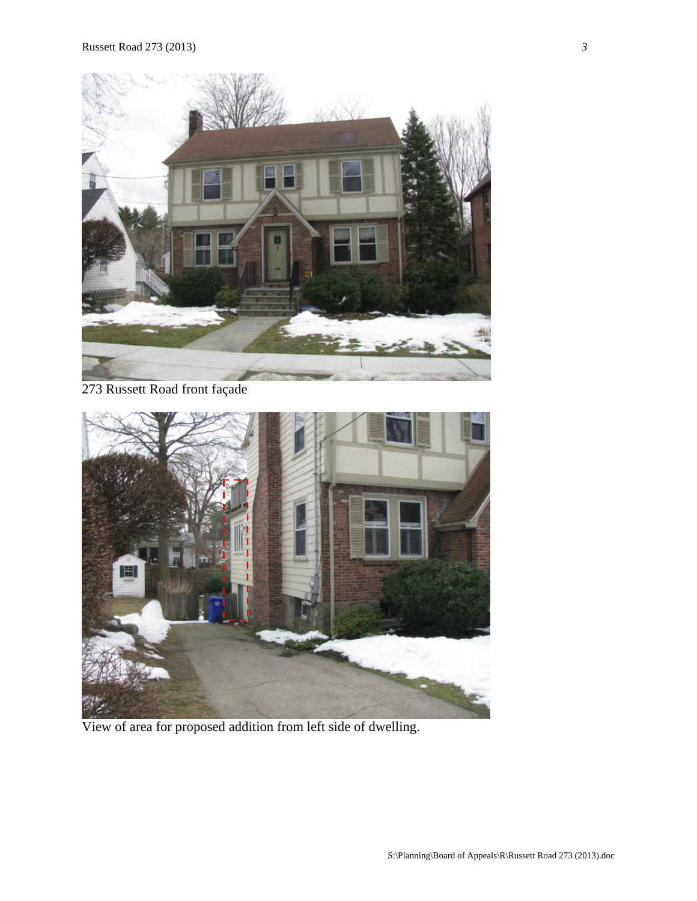273 Russett Road front façade

View of area for proposed addition from left side of dwelling.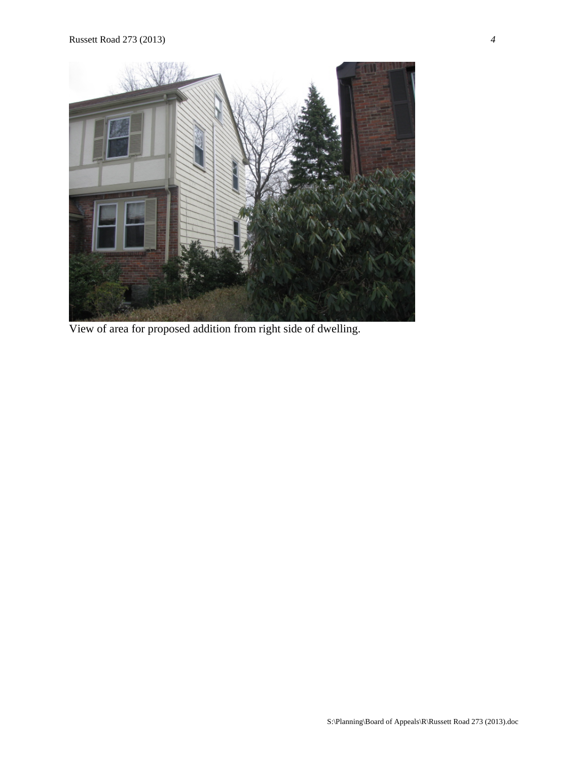View of area for proposed addition from right side of dwelling.